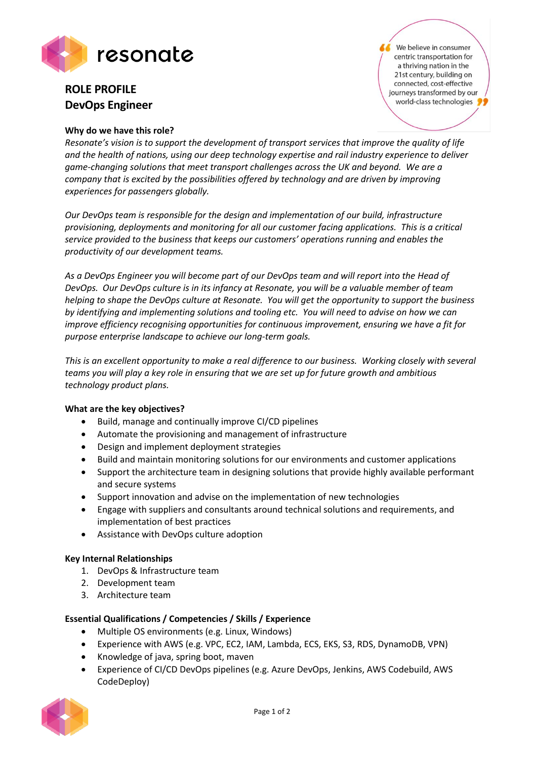resonate

> We believe in consumer centric transportation for a thriving nation in the 21st century, building on connected, cost-effective journeys transformed by our world-class technologies

# ROLE PROFILE
## DevOps Engineer

**Why do we have this role?**

*Resonate's vision is to support the development of transport services that improve the quality of life and the health of nations, using our deep technology expertise and rail industry experience to deliver game-changing solutions that meet transport challenges across the UK and beyond. We are a company that is excited by the possibilities offered by technology and are driven by improving experiences for passengers globally.*

*Our DevOps team is responsible for the design and implementation of our build, infrastructure provisioning, deployments and monitoring for all our customer facing applications. This is a critical service provided to the business that keeps our customers' operations running and enables the productivity of our development teams.*

*As a DevOps Engineer you will become part of our DevOps team and will report into the Head of DevOps. Our DevOps culture is in its infancy at Resonate, you will be a valuable member of team helping to shape the DevOps culture at Resonate. You will get the opportunity to support the business by identifying and implementing solutions and tooling etc. You will need to advise on how we can improve efficiency recognising opportunities for continuous improvement, ensuring we have a fit for purpose enterprise landscape to achieve our long-term goals.*

*This is an excellent opportunity to make a real difference to our business. Working closely with several teams you will play a key role in ensuring that we are set up for future growth and ambitious technology product plans.*

**What are the key objectives?**

- Build, manage and continually improve CI/CD pipelines
- Automate the provisioning and management of infrastructure
- Design and implement deployment strategies
- Build and maintain monitoring solutions for our environments and customer applications
- Support the architecture team in designing solutions that provide highly available performant and secure systems
- Support innovation and advise on the implementation of new technologies
- Engage with suppliers and consultants around technical solutions and requirements, and implementation of best practices
- Assistance with DevOps culture adoption

**Key Internal Relationships**

1. DevOps & Infrastructure team
2. Development team
3. Architecture team

**Essential Qualifications / Competencies / Skills / Experience**

- Multiple OS environments (e.g. Linux, Windows)
- Experience with AWS (e.g. VPC, EC2, IAM, Lambda, ECS, EKS, S3, RDS, DynamoDB, VPN)
- Knowledge of java, spring boot, maven
- Experience of CI/CD DevOps pipelines (e.g. Azure DevOps, Jenkins, AWS Codebuild, AWS CodeDeploy)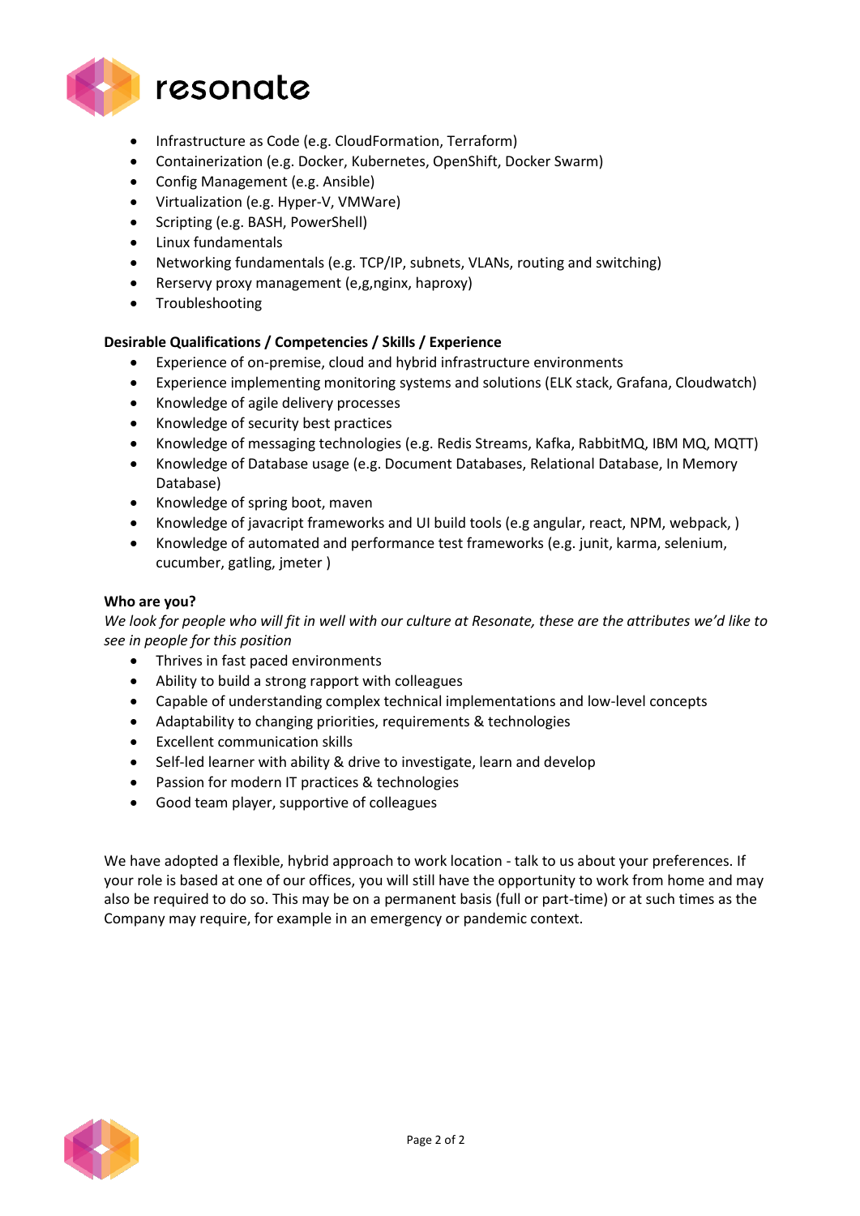- Infrastructure as Code (e.g. CloudFormation, Terraform)
- Containerization (e.g. Docker, Kubernetes, OpenShift, Docker Swarm)
- Config Management (e.g. Ansible)
- Virtualization (e.g. Hyper-V, VMWare)
- Scripting (e.g. BASH, PowerShell)
- Linux fundamentals
- Networking fundamentals (e.g. TCP/IP, subnets, VLANs, routing and switching)
- Rerservy proxy management (e,g,nginx, haproxy)
- Troubleshooting

**Desirable Qualifications / Competencies / Skills / Experience**

- Experience of on-premise, cloud and hybrid infrastructure environments
- Experience implementing monitoring systems and solutions (ELK stack, Grafana, Cloudwatch)
- Knowledge of agile delivery processes
- Knowledge of security best practices
- Knowledge of messaging technologies (e.g. Redis Streams, Kafka, RabbitMQ, IBM MQ, MQTT)
- Knowledge of Database usage (e.g. Document Databases, Relational Database, In Memory Database)
- Knowledge of spring boot, maven
- Knowledge of javacript frameworks and UI build tools (e.g angular, react, NPM, webpack, )
- Knowledge of automated and performance test frameworks (e.g. junit, karma, selenium, cucumber, gatling, jmeter )

**Who are you?**

*We look for people who will fit in well with our culture at Resonate, these are the attributes we'd like to see in people for this position*

- Thrives in fast paced environments
- Ability to build a strong rapport with colleagues
- Capable of understanding complex technical implementations and low-level concepts
- Adaptability to changing priorities, requirements & technologies
- Excellent communication skills
- Self-led learner with ability & drive to investigate, learn and develop
- Passion for modern IT practices & technologies
- Good team player, supportive of colleagues

We have adopted a flexible, hybrid approach to work location - talk to us about your preferences. If your role is based at one of our offices, you will still have the opportunity to work from home and may also be required to do so. This may be on a permanent basis (full or part-time) or at such times as the Company may require, for example in an emergency or pandemic context.